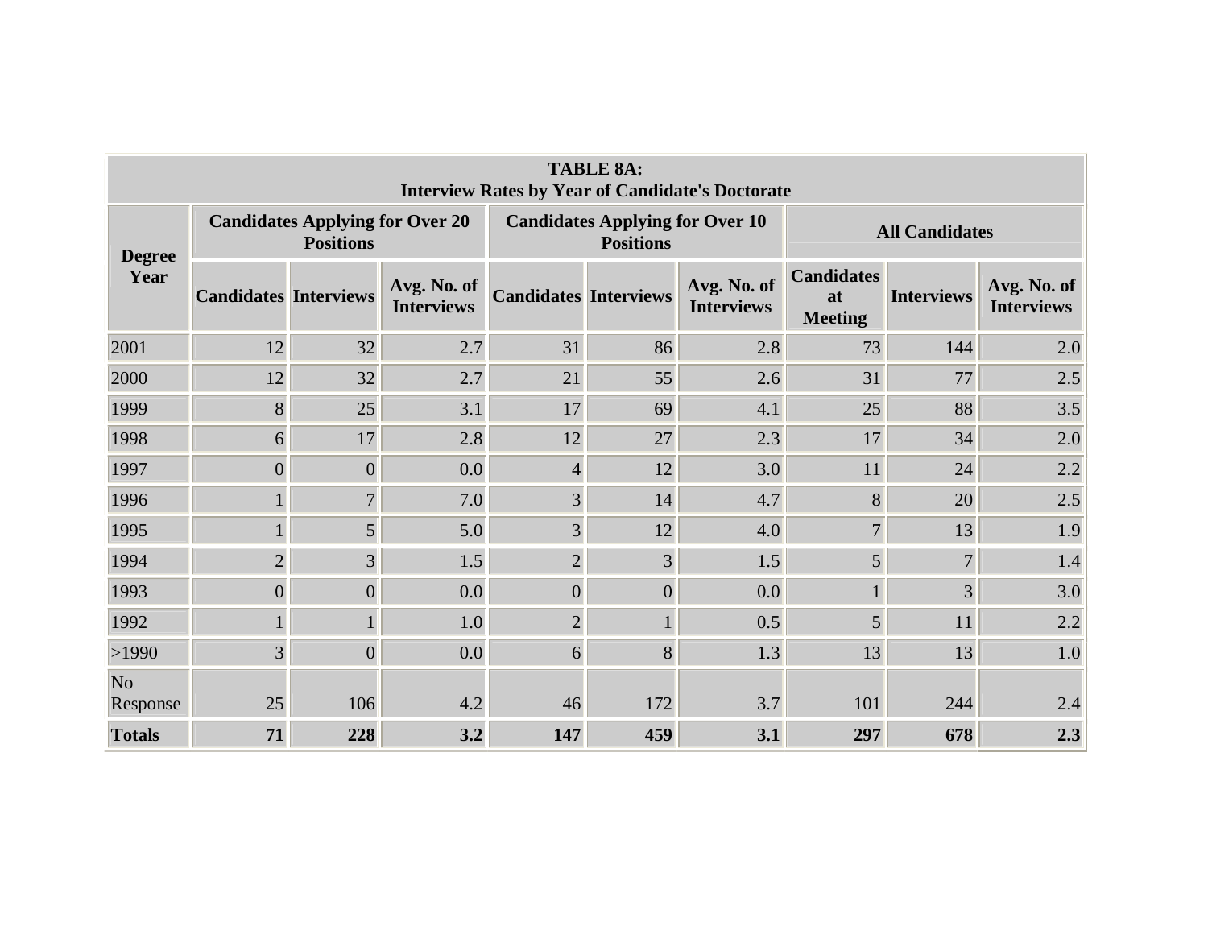**TABLE 8A:**
**Interview Rates by Year of Candidate's Doctorate**

| Degree Year | Candidates Applying for Over 20 Positions | | | Candidates Applying for Over 10 Positions | | | All Candidates | | |
|---|---|---|---|---|---|---|---|---|---|
| | Candidates | Interviews | Avg. No. of Interviews | Candidates | Interviews | Avg. No. of Interviews | Candidates at Meeting | Interviews | Avg. No. of Interviews |
| 2001 | 12 | 32 | 2.7 | 31 | 86 | 2.8 | 73 | 144 | 2.0 |
| 2000 | 12 | 32 | 2.7 | 21 | 55 | 2.6 | 31 | 77 | 2.5 |
| 1999 | 8 | 25 | 3.1 | 17 | 69 | 4.1 | 25 | 88 | 3.5 |
| 1998 | 6 | 17 | 2.8 | 12 | 27 | 2.3 | 17 | 34 | 2.0 |
| 1997 | 0 | 0 | 0.0 | 4 | 12 | 3.0 | 11 | 24 | 2.2 |
| 1996 | 1 | 7 | 7.0 | 3 | 14 | 4.7 | 8 | 20 | 2.5 |
| 1995 | 1 | 5 | 5.0 | 3 | 12 | 4.0 | 7 | 13 | 1.9 |
| 1994 | 2 | 3 | 1.5 | 2 | 3 | 1.5 | 5 | 7 | 1.4 |
| 1993 | 0 | 0 | 0.0 | 0 | 0 | 0.0 | 1 | 3 | 3.0 |
| 1992 | 1 | 1 | 1.0 | 2 | 1 | 0.5 | 5 | 11 | 2.2 |
| >1990 | 3 | 0 | 0.0 | 6 | 8 | 1.3 | 13 | 13 | 1.0 |
| No Response | 25 | 106 | 4.2 | 46 | 172 | 3.7 | 101 | 244 | 2.4 |
| **Totals** | **71** | **228** | **3.2** | **147** | **459** | **3.1** | **297** | **678** | **2.3** |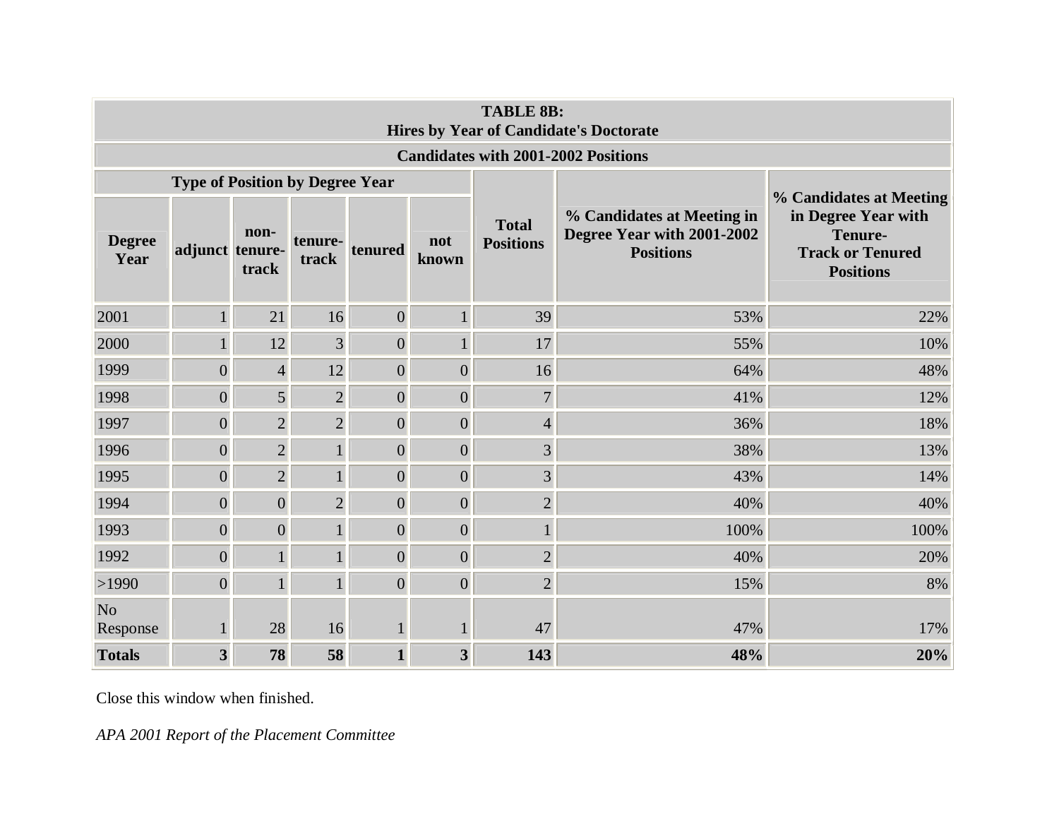| TABLE 8B: Hires by Year of Candidate's Doctorate | | | | | | | | |
|---|---|---|---|---|---|---|---|---|
| **Candidates with 2001-2002 Positions** | | | | | | | | |
| **Type of Position by Degree Year** | | | | | | **Total Positions** | **% Candidates at Meeting in Degree Year with 2001-2002 Positions** | **% Candidates at Meeting in Degree Year with Tenure-Track or Tenured Positions** |
| **Degree Year** | **adjunct** | **non-tenure-track** | **tenure-track** | **tenured** | **not known** | | | |
| 2001 | 1 | 21 | 16 | 0 | 1 | 39 | 53% | 22% |
| 2000 | 1 | 12 | 3 | 0 | 1 | 17 | 55% | 10% |
| 1999 | 0 | 4 | 12 | 0 | 0 | 16 | 64% | 48% |
| 1998 | 0 | 5 | 2 | 0 | 0 | 7 | 41% | 12% |
| 1997 | 0 | 2 | 2 | 0 | 0 | 4 | 36% | 18% |
| 1996 | 0 | 2 | 1 | 0 | 0 | 3 | 38% | 13% |
| 1995 | 0 | 2 | 1 | 0 | 0 | 3 | 43% | 14% |
| 1994 | 0 | 0 | 2 | 0 | 0 | 2 | 40% | 40% |
| 1993 | 0 | 0 | 1 | 0 | 0 | 1 | 100% | 100% |
| 1992 | 0 | 1 | 1 | 0 | 0 | 2 | 40% | 20% |
| >1990 | 0 | 1 | 1 | 0 | 0 | 2 | 15% | 8% |
| No Response | 1 | 28 | 16 | 1 | 1 | 47 | 47% | 17% |
| **Totals** | **3** | **78** | **58** | **1** | **3** | **143** | **48%** | **20%** |

Close this window when finished.

*APA 2001 Report of the Placement Committee*